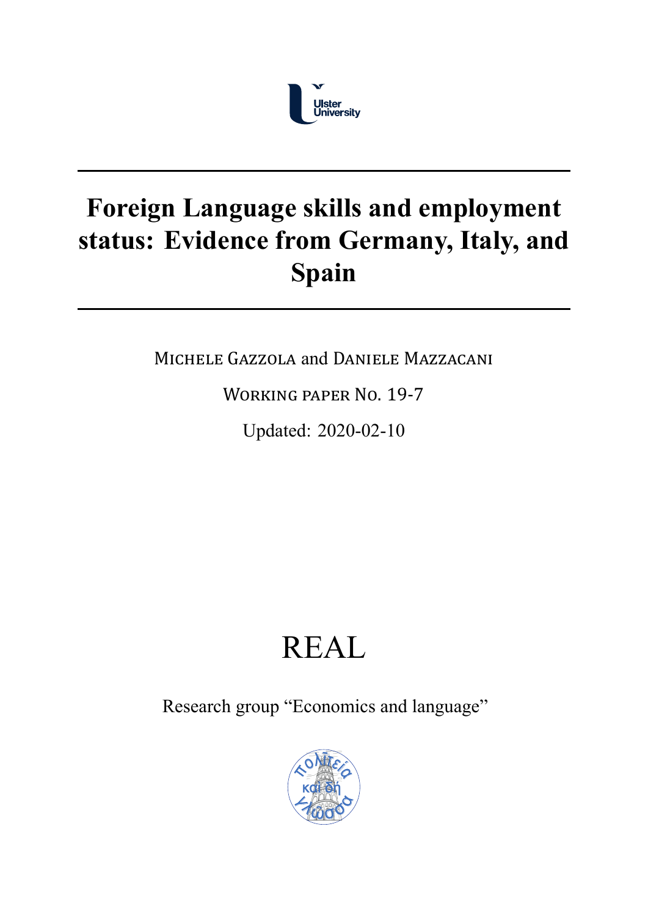Ulster University

# Foreign Language skills and employment status: Evidence from Germany, Italy, and Spain

Michele Gazzola and Daniele Mazzacani

Working paper No. 19-7

Updated: 2020-02-10

REAL

Research group "Economics and language"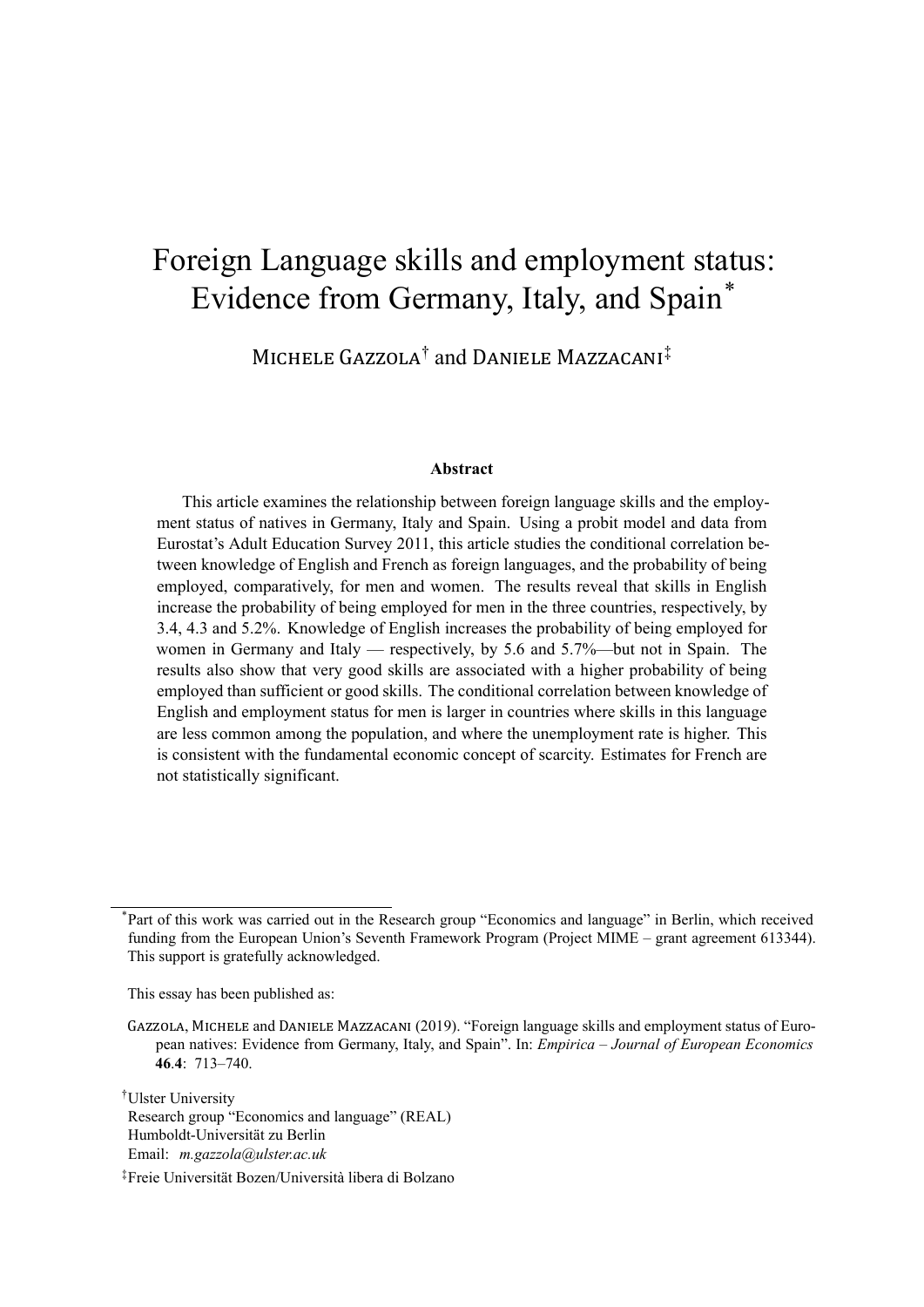# Foreign Language skills and employment status: Evidence from Germany, Italy, and Spain*

Michele Gazzola† and Daniele Mazzacani‡

**Abstract**

This article examines the relationship between foreign language skills and the employment status of natives in Germany, Italy and Spain. Using a probit model and data from Eurostat's Adult Education Survey 2011, this article studies the conditional correlation between knowledge of English and French as foreign languages, and the probability of being employed, comparatively, for men and women. The results reveal that skills in English increase the probability of being employed for men in the three countries, respectively, by 3.4, 4.3 and 5.2%. Knowledge of English increases the probability of being employed for women in Germany and Italy — respectively, by 5.6 and 5.7%—but not in Spain. The results also show that very good skills are associated with a higher probability of being employed than sufficient or good skills. The conditional correlation between knowledge of English and employment status for men is larger in countries where skills in this language are less common among the population, and where the unemployment rate is higher. This is consistent with the fundamental economic concept of scarcity. Estimates for French are not statistically significant.

---

*Part of this work was carried out in the Research group "Economics and language" in Berlin, which received funding from the European Union's Seventh Framework Program (Project MIME – grant agreement 613344). This support is gratefully acknowledged.

This essay has been published as:

Gazzola, Michele and Daniele Mazzacani (2019). "Foreign language skills and employment status of European natives: Evidence from Germany, Italy, and Spain". In: *Empirica – Journal of European Economics* **46**.**4**: 713–740.

†Ulster University
Research group "Economics and language" (REAL)
Humboldt-Universität zu Berlin
Email: *m.gazzola@ulster.ac.uk*

‡Freie Universität Bozen/Università libera di Bolzano